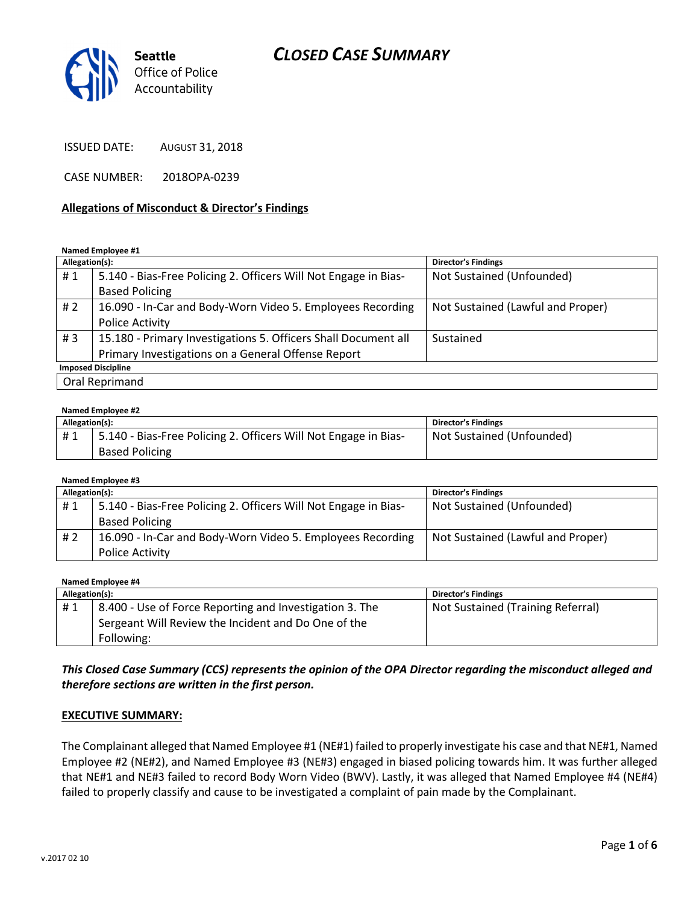# CLOSED CASE SUMMARY

Seattle Office of Police Accountability

ISSUED DATE: AUGUST 31, 2018

CASE NUMBER: 2018OPA-0239

**Allegations of Misconduct & Director's Findings**

**Named Employee #1**

| Allegation(s): | | Director's Findings |
|---|---|---|
| # 1 | 5.140 - Bias-Free Policing 2. Officers Will Not Engage in Bias-Based Policing | Not Sustained (Unfounded) |
| # 2 | 16.090 - In-Car and Body-Worn Video 5. Employees Recording Police Activity | Not Sustained (Lawful and Proper) |
| # 3 | 15.180 - Primary Investigations 5. Officers Shall Document all Primary Investigations on a General Offense Report | Sustained |
| **Imposed Discipline** | | |
| Oral Reprimand | | |

**Named Employee #2**

| Allegation(s): | | Director's Findings |
|---|---|---|
| # 1 | 5.140 - Bias-Free Policing 2. Officers Will Not Engage in Bias-Based Policing | Not Sustained (Unfounded) |

**Named Employee #3**

| Allegation(s): | | Director's Findings |
|---|---|---|
| # 1 | 5.140 - Bias-Free Policing 2. Officers Will Not Engage in Bias-Based Policing | Not Sustained (Unfounded) |
| # 2 | 16.090 - In-Car and Body-Worn Video 5. Employees Recording Police Activity | Not Sustained (Lawful and Proper) |

**Named Employee #4**

| Allegation(s): | | Director's Findings |
|---|---|---|
| # 1 | 8.400 - Use of Force Reporting and Investigation 3. The Sergeant Will Review the Incident and Do One of the Following: | Not Sustained (Training Referral) |

***This Closed Case Summary (CCS) represents the opinion of the OPA Director regarding the misconduct alleged and therefore sections are written in the first person.***

**EXECUTIVE SUMMARY:**

The Complainant alleged that Named Employee #1 (NE#1) failed to properly investigate his case and that NE#1, Named Employee #2 (NE#2), and Named Employee #3 (NE#3) engaged in biased policing towards him. It was further alleged that NE#1 and NE#3 failed to record Body Worn Video (BWV). Lastly, it was alleged that Named Employee #4 (NE#4) failed to properly classify and cause to be investigated a complaint of pain made by the Complainant.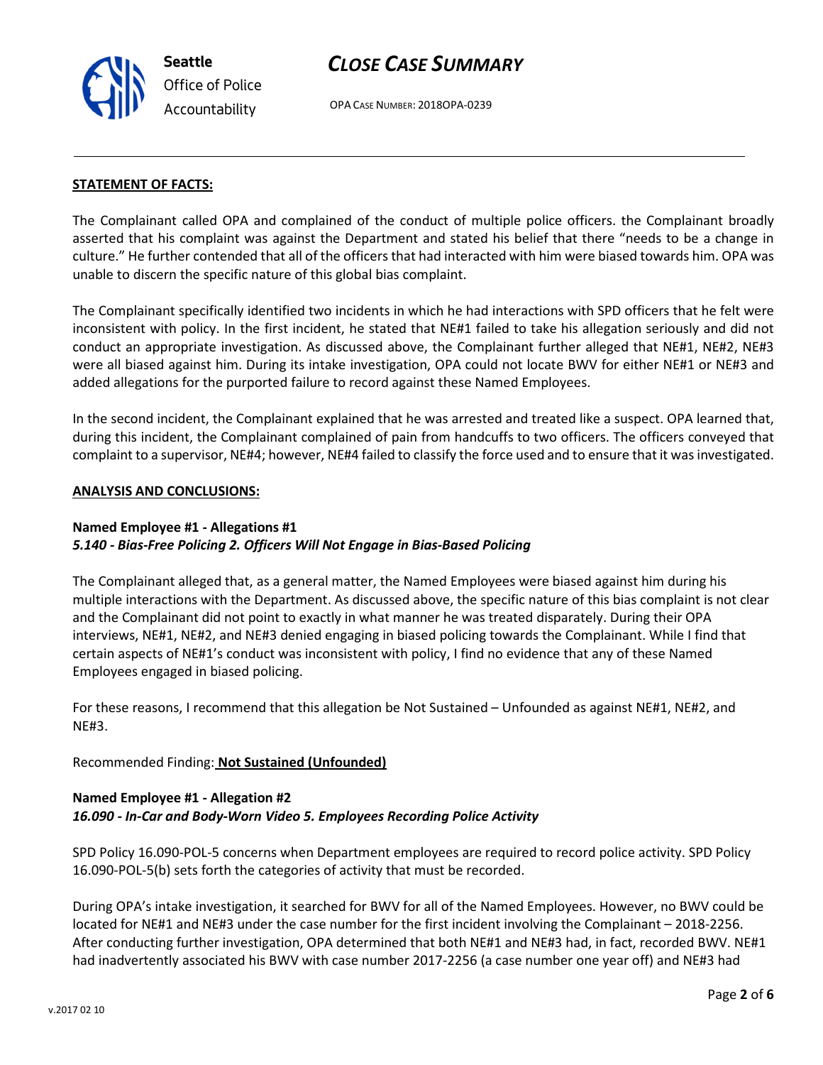**STATEMENT OF FACTS:**

The Complainant called OPA and complained of the conduct of multiple police officers. the Complainant broadly asserted that his complaint was against the Department and stated his belief that there "needs to be a change in culture." He further contended that all of the officers that had interacted with him were biased towards him. OPA was unable to discern the specific nature of this global bias complaint.

The Complainant specifically identified two incidents in which he had interactions with SPD officers that he felt were inconsistent with policy. In the first incident, he stated that NE#1 failed to take his allegation seriously and did not conduct an appropriate investigation. As discussed above, the Complainant further alleged that NE#1, NE#2, NE#3 were all biased against him. During its intake investigation, OPA could not locate BWV for either NE#1 or NE#3 and added allegations for the purported failure to record against these Named Employees.

In the second incident, the Complainant explained that he was arrested and treated like a suspect. OPA learned that, during this incident, the Complainant complained of pain from handcuffs to two officers. The officers conveyed that complaint to a supervisor, NE#4; however, NE#4 failed to classify the force used and to ensure that it was investigated.

**ANALYSIS AND CONCLUSIONS:**

**Named Employee #1 - Allegations #1**
***5.140 - Bias-Free Policing 2. Officers Will Not Engage in Bias-Based Policing***

The Complainant alleged that, as a general matter, the Named Employees were biased against him during his multiple interactions with the Department. As discussed above, the specific nature of this bias complaint is not clear and the Complainant did not point to exactly in what manner he was treated disparately. During their OPA interviews, NE#1, NE#2, and NE#3 denied engaging in biased policing towards the Complainant. While I find that certain aspects of NE#1's conduct was inconsistent with policy, I find no evidence that any of these Named Employees engaged in biased policing.

For these reasons, I recommend that this allegation be Not Sustained – Unfounded as against NE#1, NE#2, and NE#3.

Recommended Finding: **Not Sustained (Unfounded)**

**Named Employee #1 - Allegation #2**
***16.090 - In-Car and Body-Worn Video 5. Employees Recording Police Activity***

SPD Policy 16.090-POL-5 concerns when Department employees are required to record police activity. SPD Policy 16.090-POL-5(b) sets forth the categories of activity that must be recorded.

During OPA's intake investigation, it searched for BWV for all of the Named Employees. However, no BWV could be located for NE#1 and NE#3 under the case number for the first incident involving the Complainant – 2018-2256. After conducting further investigation, OPA determined that both NE#1 and NE#3 had, in fact, recorded BWV. NE#1 had inadvertently associated his BWV with case number 2017-2256 (a case number one year off) and NE#3 had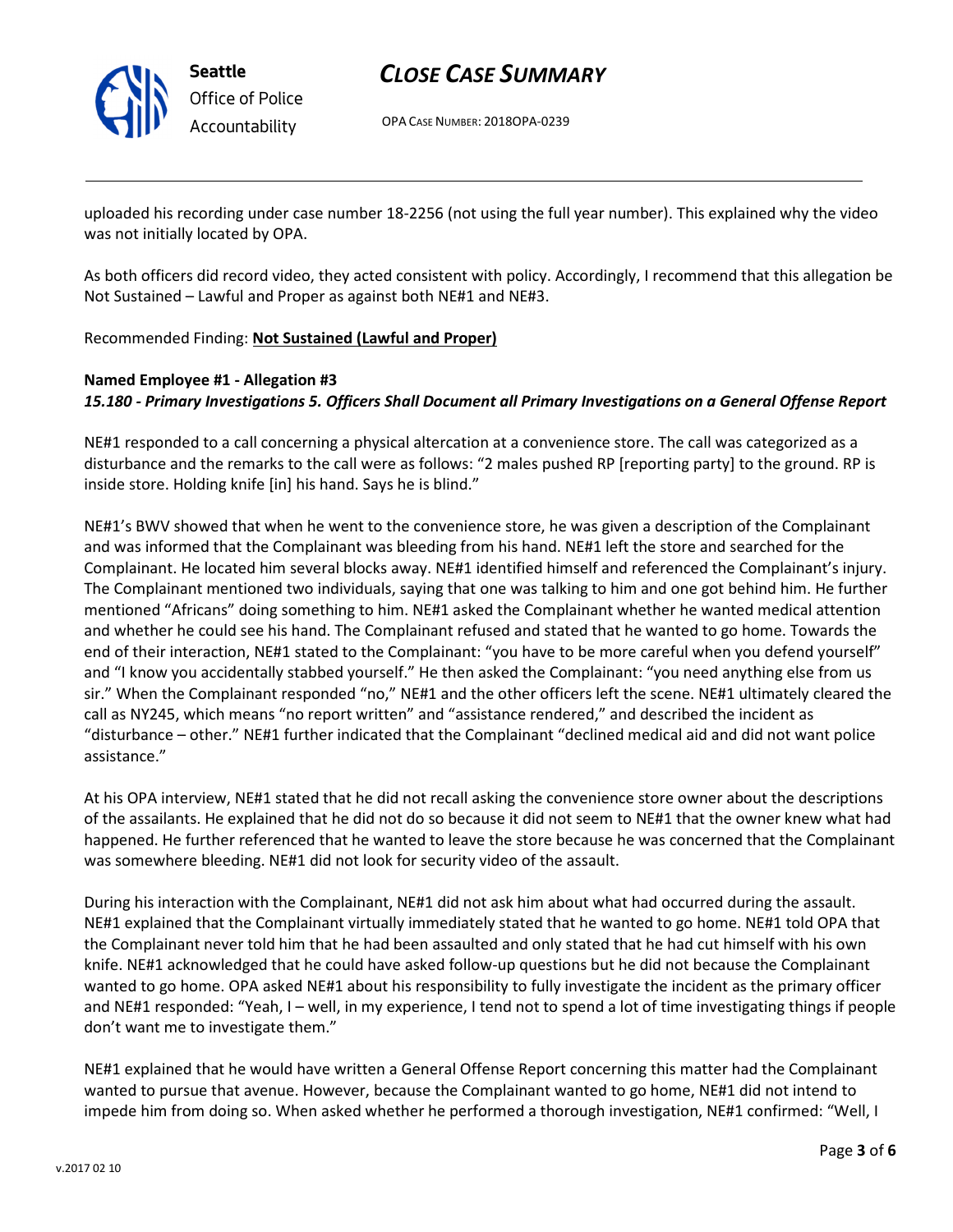uploaded his recording under case number 18-2256 (not using the full year number). This explained why the video was not initially located by OPA.

As both officers did record video, they acted consistent with policy. Accordingly, I recommend that this allegation be Not Sustained – Lawful and Proper as against both NE#1 and NE#3.

Recommended Finding: **Not Sustained (Lawful and Proper)**

**Named Employee #1 - Allegation #3**
***15.180 - Primary Investigations 5. Officers Shall Document all Primary Investigations on a General Offense Report***

NE#1 responded to a call concerning a physical altercation at a convenience store. The call was categorized as a disturbance and the remarks to the call were as follows: "2 males pushed RP [reporting party] to the ground. RP is inside store. Holding knife [in] his hand. Says he is blind."

NE#1's BWV showed that when he went to the convenience store, he was given a description of the Complainant and was informed that the Complainant was bleeding from his hand. NE#1 left the store and searched for the Complainant. He located him several blocks away. NE#1 identified himself and referenced the Complainant's injury. The Complainant mentioned two individuals, saying that one was talking to him and one got behind him. He further mentioned "Africans" doing something to him. NE#1 asked the Complainant whether he wanted medical attention and whether he could see his hand. The Complainant refused and stated that he wanted to go home. Towards the end of their interaction, NE#1 stated to the Complainant: "you have to be more careful when you defend yourself" and "I know you accidentally stabbed yourself." He then asked the Complainant: "you need anything else from us sir." When the Complainant responded "no," NE#1 and the other officers left the scene. NE#1 ultimately cleared the call as NY245, which means "no report written" and "assistance rendered," and described the incident as "disturbance – other." NE#1 further indicated that the Complainant "declined medical aid and did not want police assistance."

At his OPA interview, NE#1 stated that he did not recall asking the convenience store owner about the descriptions of the assailants. He explained that he did not do so because it did not seem to NE#1 that the owner knew what had happened. He further referenced that he wanted to leave the store because he was concerned that the Complainant was somewhere bleeding. NE#1 did not look for security video of the assault.

During his interaction with the Complainant, NE#1 did not ask him about what had occurred during the assault. NE#1 explained that the Complainant virtually immediately stated that he wanted to go home. NE#1 told OPA that the Complainant never told him that he had been assaulted and only stated that he had cut himself with his own knife. NE#1 acknowledged that he could have asked follow-up questions but he did not because the Complainant wanted to go home. OPA asked NE#1 about his responsibility to fully investigate the incident as the primary officer and NE#1 responded: "Yeah, I – well, in my experience, I tend not to spend a lot of time investigating things if people don't want me to investigate them."

NE#1 explained that he would have written a General Offense Report concerning this matter had the Complainant wanted to pursue that avenue. However, because the Complainant wanted to go home, NE#1 did not intend to impede him from doing so. When asked whether he performed a thorough investigation, NE#1 confirmed: "Well, I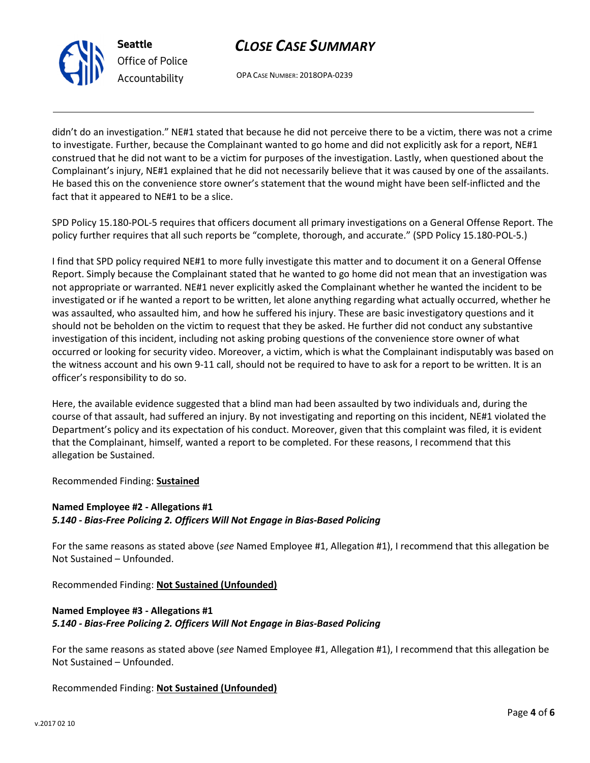didn't do an investigation." NE#1 stated that because he did not perceive there to be a victim, there was not a crime to investigate. Further, because the Complainant wanted to go home and did not explicitly ask for a report, NE#1 construed that he did not want to be a victim for purposes of the investigation. Lastly, when questioned about the Complainant's injury, NE#1 explained that he did not necessarily believe that it was caused by one of the assailants. He based this on the convenience store owner's statement that the wound might have been self-inflicted and the fact that it appeared to NE#1 to be a slice.

SPD Policy 15.180-POL-5 requires that officers document all primary investigations on a General Offense Report. The policy further requires that all such reports be "complete, thorough, and accurate." (SPD Policy 15.180-POL-5.)

I find that SPD policy required NE#1 to more fully investigate this matter and to document it on a General Offense Report. Simply because the Complainant stated that he wanted to go home did not mean that an investigation was not appropriate or warranted. NE#1 never explicitly asked the Complainant whether he wanted the incident to be investigated or if he wanted a report to be written, let alone anything regarding what actually occurred, whether he was assaulted, who assaulted him, and how he suffered his injury. These are basic investigatory questions and it should not be beholden on the victim to request that they be asked. He further did not conduct any substantive investigation of this incident, including not asking probing questions of the convenience store owner of what occurred or looking for security video. Moreover, a victim, which is what the Complainant indisputably was based on the witness account and his own 9-11 call, should not be required to have to ask for a report to be written. It is an officer's responsibility to do so.

Here, the available evidence suggested that a blind man had been assaulted by two individuals and, during the course of that assault, had suffered an injury. By not investigating and reporting on this incident, NE#1 violated the Department's policy and its expectation of his conduct. Moreover, given that this complaint was filed, it is evident that the Complainant, himself, wanted a report to be completed. For these reasons, I recommend that this allegation be Sustained.

Recommended Finding: **Sustained**

**Named Employee #2 - Allegations #1**
***5.140 - Bias-Free Policing 2. Officers Will Not Engage in Bias-Based Policing***

For the same reasons as stated above (*see* Named Employee #1, Allegation #1), I recommend that this allegation be Not Sustained – Unfounded.

Recommended Finding: **Not Sustained (Unfounded)**

**Named Employee #3 - Allegations #1**
***5.140 - Bias-Free Policing 2. Officers Will Not Engage in Bias-Based Policing***

For the same reasons as stated above (*see* Named Employee #1, Allegation #1), I recommend that this allegation be Not Sustained – Unfounded.

Recommended Finding: **Not Sustained (Unfounded)**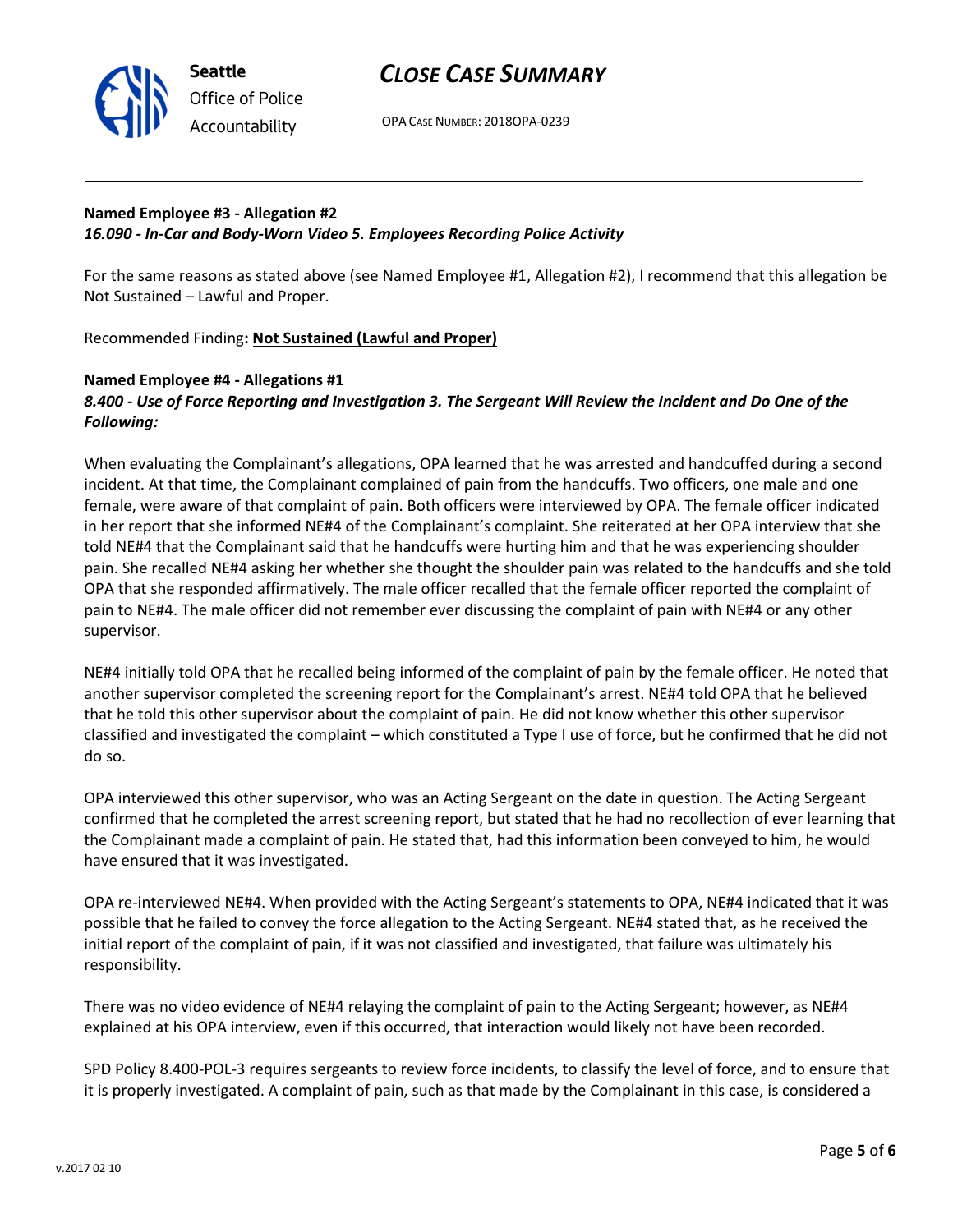**Named Employee #3 - Allegation #2**
***16.090 - In-Car and Body-Worn Video 5. Employees Recording Police Activity***

For the same reasons as stated above (see Named Employee #1, Allegation #2), I recommend that this allegation be Not Sustained – Lawful and Proper.

Recommended Finding**: Not Sustained (Lawful and Proper)**

**Named Employee #4 - Allegations #1**
***8.400 - Use of Force Reporting and Investigation 3. The Sergeant Will Review the Incident and Do One of the Following:***

When evaluating the Complainant's allegations, OPA learned that he was arrested and handcuffed during a second incident. At that time, the Complainant complained of pain from the handcuffs. Two officers, one male and one female, were aware of that complaint of pain. Both officers were interviewed by OPA. The female officer indicated in her report that she informed NE#4 of the Complainant's complaint. She reiterated at her OPA interview that she told NE#4 that the Complainant said that he handcuffs were hurting him and that he was experiencing shoulder pain. She recalled NE#4 asking her whether she thought the shoulder pain was related to the handcuffs and she told OPA that she responded affirmatively. The male officer recalled that the female officer reported the complaint of pain to NE#4. The male officer did not remember ever discussing the complaint of pain with NE#4 or any other supervisor.

NE#4 initially told OPA that he recalled being informed of the complaint of pain by the female officer. He noted that another supervisor completed the screening report for the Complainant's arrest. NE#4 told OPA that he believed that he told this other supervisor about the complaint of pain. He did not know whether this other supervisor classified and investigated the complaint – which constituted a Type I use of force, but he confirmed that he did not do so.

OPA interviewed this other supervisor, who was an Acting Sergeant on the date in question. The Acting Sergeant confirmed that he completed the arrest screening report, but stated that he had no recollection of ever learning that the Complainant made a complaint of pain. He stated that, had this information been conveyed to him, he would have ensured that it was investigated.

OPA re-interviewed NE#4. When provided with the Acting Sergeant's statements to OPA, NE#4 indicated that it was possible that he failed to convey the force allegation to the Acting Sergeant. NE#4 stated that, as he received the initial report of the complaint of pain, if it was not classified and investigated, that failure was ultimately his responsibility.

There was no video evidence of NE#4 relaying the complaint of pain to the Acting Sergeant; however, as NE#4 explained at his OPA interview, even if this occurred, that interaction would likely not have been recorded.

SPD Policy 8.400-POL-3 requires sergeants to review force incidents, to classify the level of force, and to ensure that it is properly investigated. A complaint of pain, such as that made by the Complainant in this case, is considered a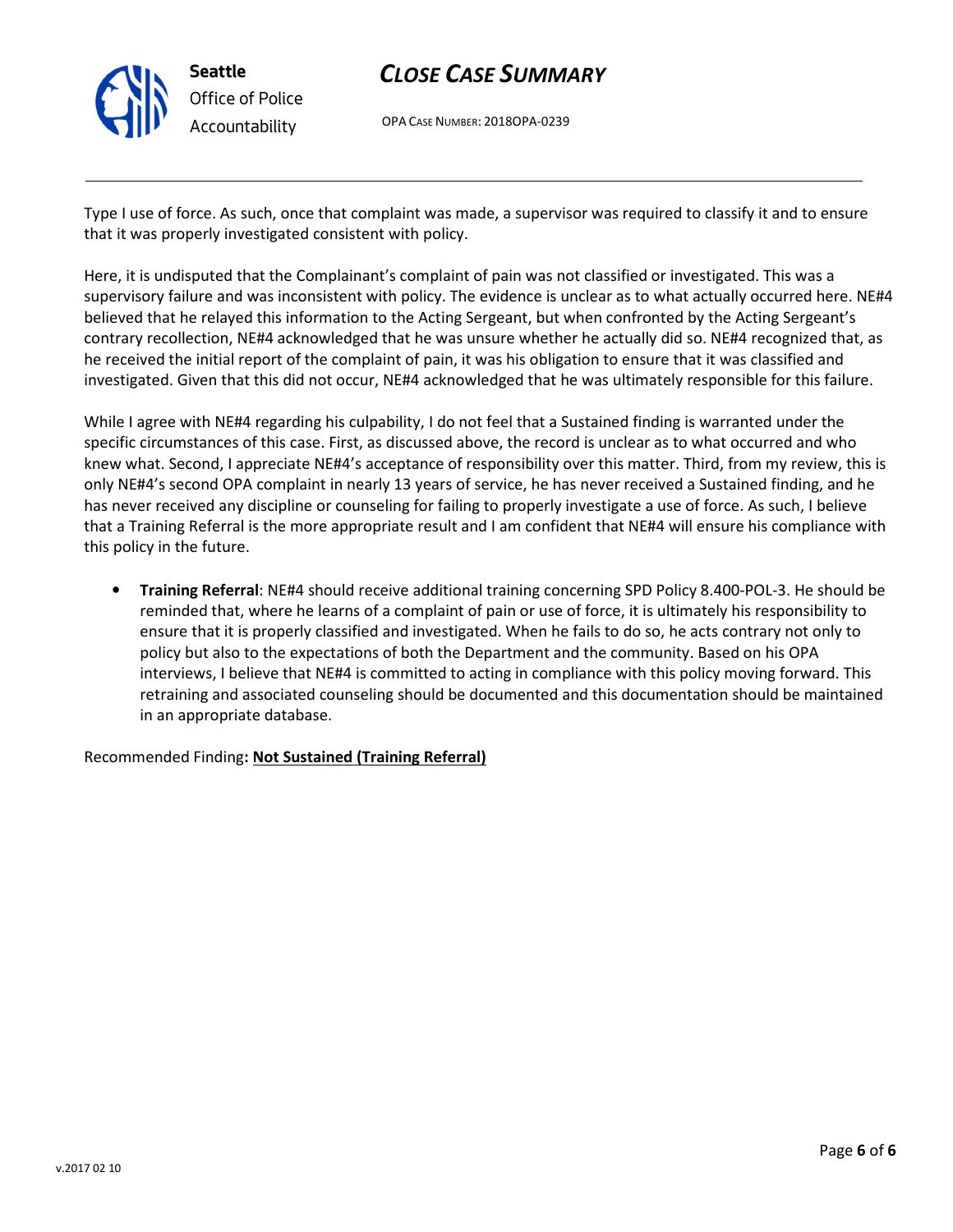Type I use of force. As such, once that complaint was made, a supervisor was required to classify it and to ensure that it was properly investigated consistent with policy.

Here, it is undisputed that the Complainant's complaint of pain was not classified or investigated. This was a supervisory failure and was inconsistent with policy. The evidence is unclear as to what actually occurred here. NE#4 believed that he relayed this information to the Acting Sergeant, but when confronted by the Acting Sergeant's contrary recollection, NE#4 acknowledged that he was unsure whether he actually did so. NE#4 recognized that, as he received the initial report of the complaint of pain, it was his obligation to ensure that it was classified and investigated. Given that this did not occur, NE#4 acknowledged that he was ultimately responsible for this failure.

While I agree with NE#4 regarding his culpability, I do not feel that a Sustained finding is warranted under the specific circumstances of this case. First, as discussed above, the record is unclear as to what occurred and who knew what. Second, I appreciate NE#4's acceptance of responsibility over this matter. Third, from my review, this is only NE#4's second OPA complaint in nearly 13 years of service, he has never received a Sustained finding, and he has never received any discipline or counseling for failing to properly investigate a use of force. As such, I believe that a Training Referral is the more appropriate result and I am confident that NE#4 will ensure his compliance with this policy in the future.

- **Training Referral**: NE#4 should receive additional training concerning SPD Policy 8.400-POL-3. He should be reminded that, where he learns of a complaint of pain or use of force, it is ultimately his responsibility to ensure that it is properly classified and investigated. When he fails to do so, he acts contrary not only to policy but also to the expectations of both the Department and the community. Based on his OPA interviews, I believe that NE#4 is committed to acting in compliance with this policy moving forward. This retraining and associated counseling should be documented and this documentation should be maintained in an appropriate database.

Recommended Finding**: Not Sustained (Training Referral)**